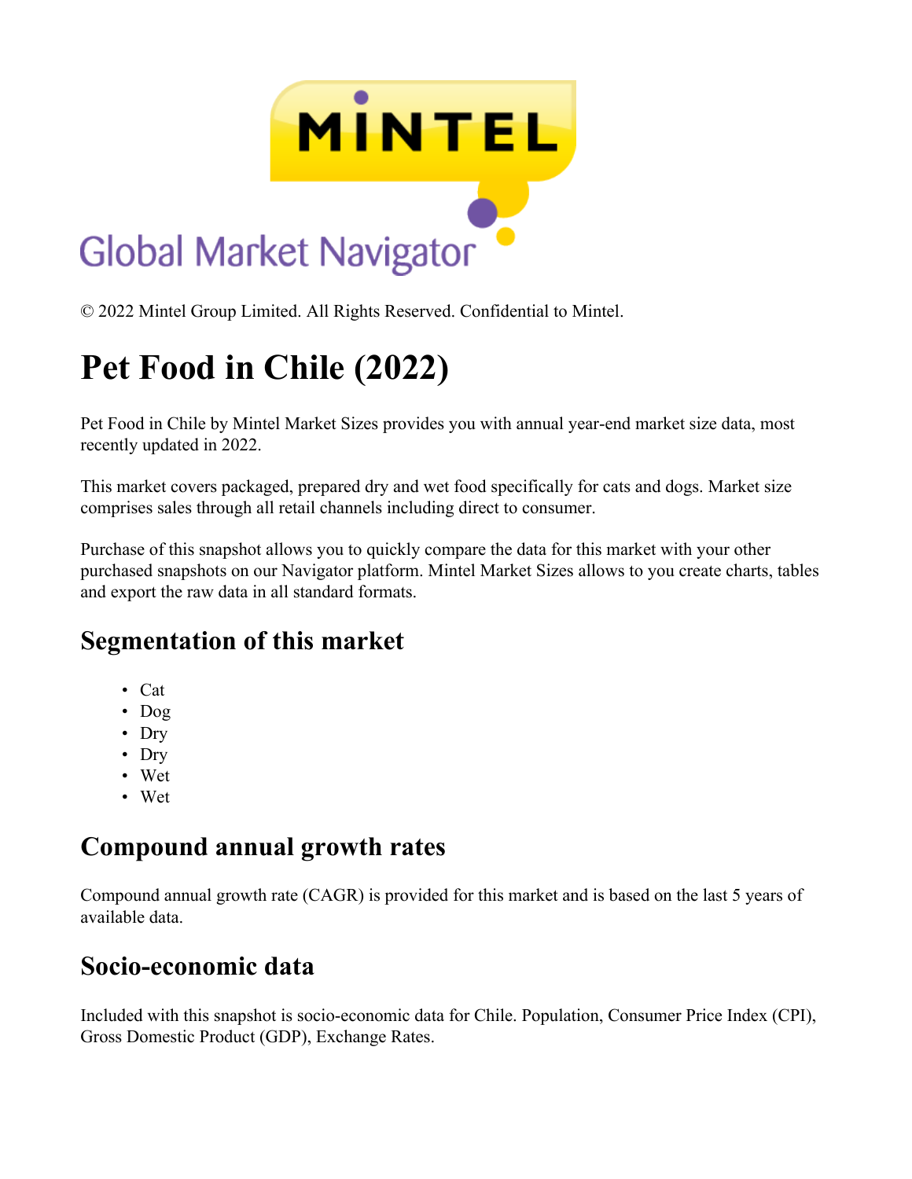© 2022 Mintel Group Limited. All Rights Reserved. Confidential to Mintel.

# Pet Food in Chile (2022)

Pet Food in Chile by Mintel Market Sizes provides you with annual year-end market size data, most recently updated in 2022.

This market covers packaged, prepared dry and wet food specifically for cats and dogs. Market size comprises sales through all retail channels including direct to consumer.

Purchase of this snapshot allows you to quickly compare the data for this market with your other purchased snapshots on our Navigator platform. Mintel Market Sizes allows to you create charts, tables and export the raw data in all standard formats.

## Segmentation of this market

- Cat
- Dog
- Dry
- Dry
- Wet
- Wet

## Compound annual growth rates

Compound annual growth rate (CAGR) is provided for this market and is based on the last 5 years of available data.

## Socio-economic data

Included with this snapshot is socio-economic data for Chile. Population, Consumer Price Index (CPI), Gross Domestic Product (GDP), Exchange Rates.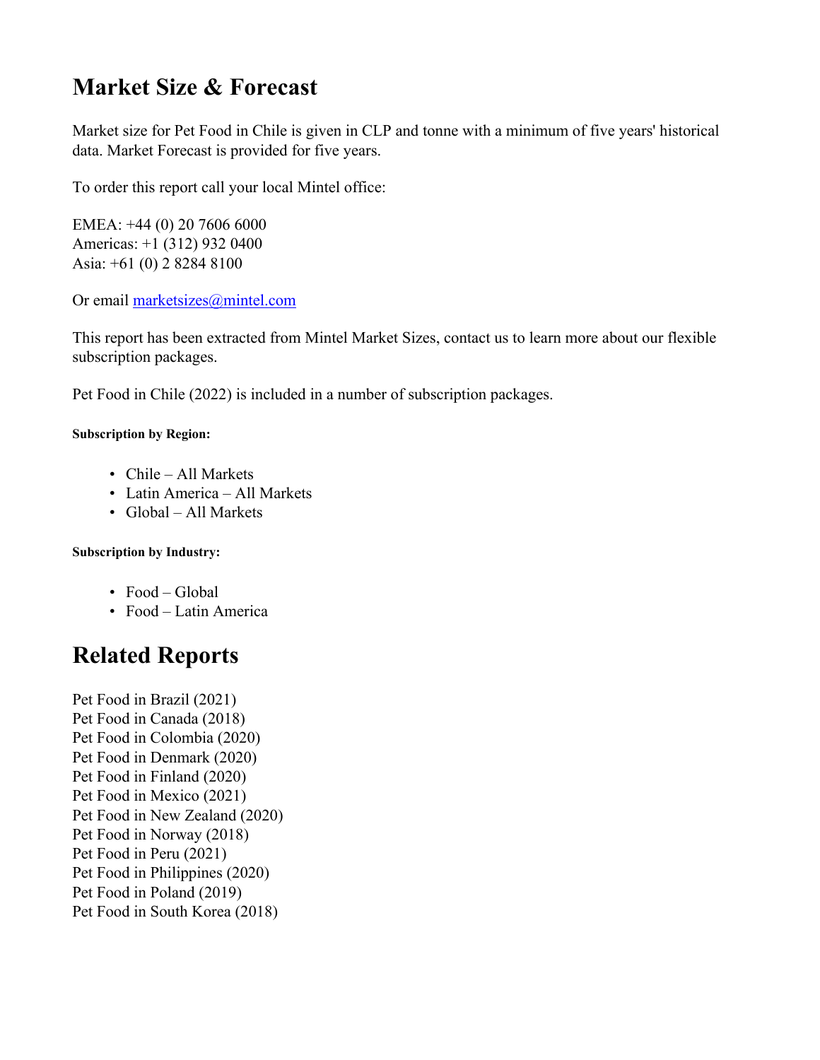# Market Size & Forecast

Market size for Pet Food in Chile is given in CLP and tonne with a minimum of five years' historical data. Market Forecast is provided for five years.

To order this report call your local Mintel office:

EMEA: +44 (0) 20 7606 6000
Americas: +1 (312) 932 0400
Asia: +61 (0) 2 8284 8100

Or email [marketsizes@mintel.com](mailto:marketsizes@mintel.com)

This report has been extracted from Mintel Market Sizes, contact us to learn more about our flexible subscription packages.

Pet Food in Chile (2022) is included in a number of subscription packages.

#### Subscription by Region:

- Chile – All Markets
- Latin America – All Markets
- Global – All Markets

#### Subscription by Industry:

- Food – Global
- Food – Latin America

# Related Reports

Pet Food in Brazil (2021)
Pet Food in Canada (2018)
Pet Food in Colombia (2020)
Pet Food in Denmark (2020)
Pet Food in Finland (2020)
Pet Food in Mexico (2021)
Pet Food in New Zealand (2020)
Pet Food in Norway (2018)
Pet Food in Peru (2021)
Pet Food in Philippines (2020)
Pet Food in Poland (2019)
Pet Food in South Korea (2018)